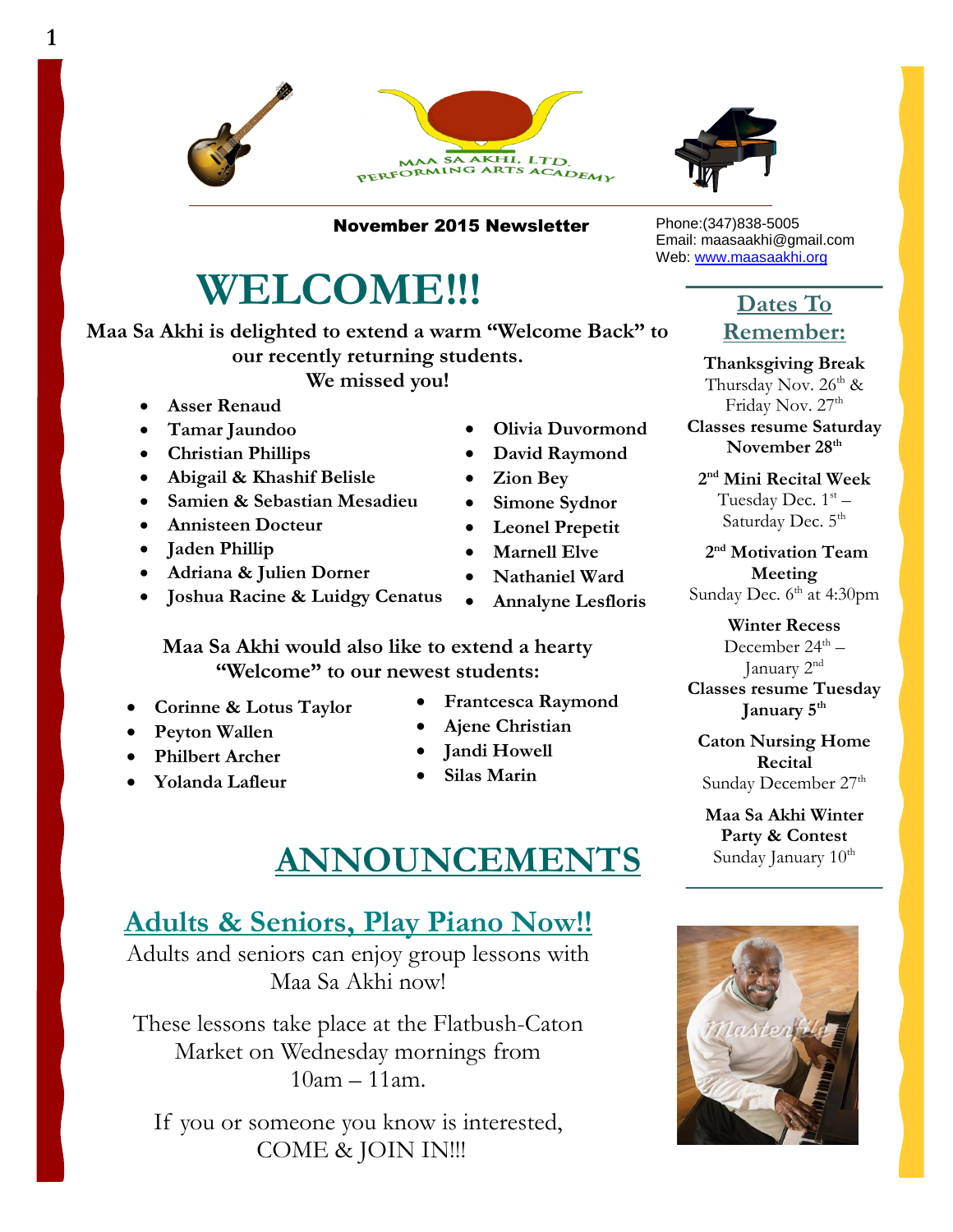MAA SA AKHI, LTD.
PERFORMING ARTS ACADEMY

**November 2015 Newsletter**

Phone:(347)838-5005
Email: maasaakhi@gmail.com
Web: www.maasaakhi.org

# WELCOME!!!

**Maa Sa Akhi is delighted to extend a warm "Welcome Back" to our recently returning students.**
**We missed you!**

- **Asser Renaud**
- **Tamar Jaundoo**
- **Christian Phillips**
- **Abigail & Khashif Belisle**
- **Samien & Sebastian Mesadieu**
- **Annisteen Docteur**
- **Jaden Phillip**
- **Adriana & Julien Dorner**
- **Joshua Racine & Luidgy Cenatus**
- **Olivia Duvormond**
- **David Raymond**
- **Zion Bey**
- **Simone Sydnor**
- **Leonel Prepetit**
- **Marnell Elve**
- **Nathaniel Ward**
- **Annalyne Lesfloris**

**Maa Sa Akhi would also like to extend a hearty "Welcome" to our newest students:**

- **Corinne & Lotus Taylor**
- **Peyton Wallen**
- **Philbert Archer**
- **Yolanda Lafleur**
- **Frantcesca Raymond**
- **Ajene Christian**
- **Jandi Howell**
- **Silas Marin**

## Dates To Remember:

**Thanksgiving Break**
Thursday Nov. 26th & Friday Nov. 27th
**Classes resume Saturday November 28th**

**2nd Mini Recital Week**
Tuesday Dec. 1st – Saturday Dec. 5th

**2nd Motivation Team Meeting**
Sunday Dec. 6th at 4:30pm

**Winter Recess**
December 24th – January 2nd
**Classes resume Tuesday January 5th**

**Caton Nursing Home Recital**
Sunday December 27th

**Maa Sa Akhi Winter Party & Contest**
Sunday January 10th

# ANNOUNCEMENTS

## Adults & Seniors, Play Piano Now!!

Adults and seniors can enjoy group lessons with Maa Sa Akhi now!

These lessons take place at the Flatbush-Caton Market on Wednesday mornings from 10am – 11am.

If you or someone you know is interested, COME & JOIN IN!!!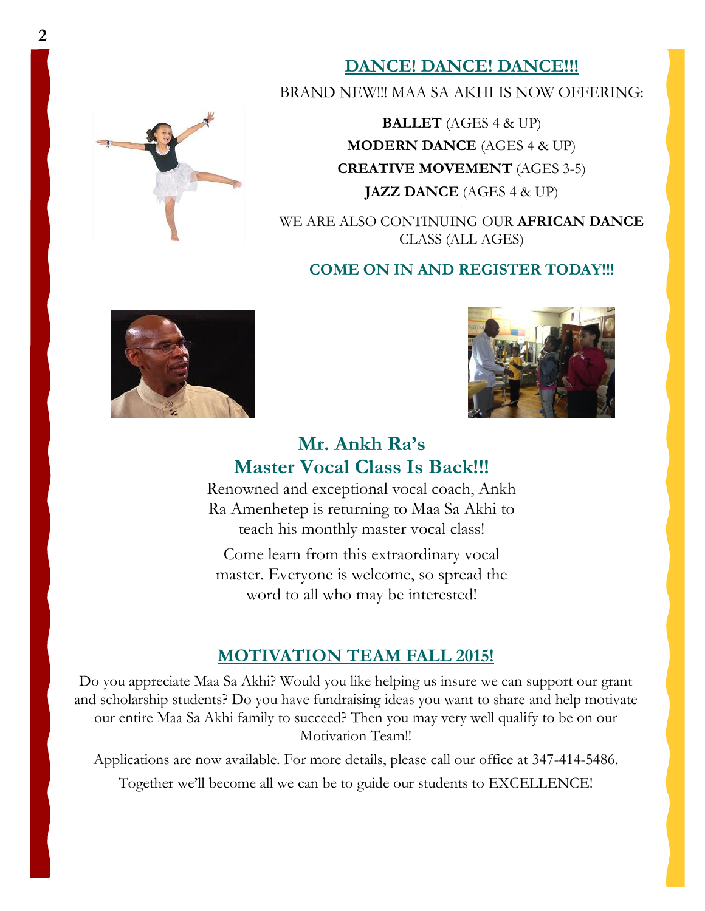## DANCE! DANCE! DANCE!!!

BRAND NEW!!! MAA SA AKHI IS NOW OFFERING:

**BALLET** (AGES 4 & UP)

**MODERN DANCE** (AGES 4 & UP)

**CREATIVE MOVEMENT** (AGES 3-5)

**JAZZ DANCE** (AGES 4 & UP)

WE ARE ALSO CONTINUING OUR **AFRICAN DANCE** CLASS (ALL AGES)

**COME ON IN AND REGISTER TODAY!!!**

## Mr. Ankh Ra's Master Vocal Class Is Back!!!

Renowned and exceptional vocal coach, Ankh Ra Amenhetep is returning to Maa Sa Akhi to teach his monthly master vocal class!

Come learn from this extraordinary vocal master. Everyone is welcome, so spread the word to all who may be interested!

## MOTIVATION TEAM FALL 2015!

Do you appreciate Maa Sa Akhi? Would you like helping us insure we can support our grant and scholarship students? Do you have fundraising ideas you want to share and help motivate our entire Maa Sa Akhi family to succeed? Then you may very well qualify to be on our Motivation Team!!

Applications are now available. For more details, please call our office at 347-414-5486.

Together we'll become all we can be to guide our students to EXCELLENCE!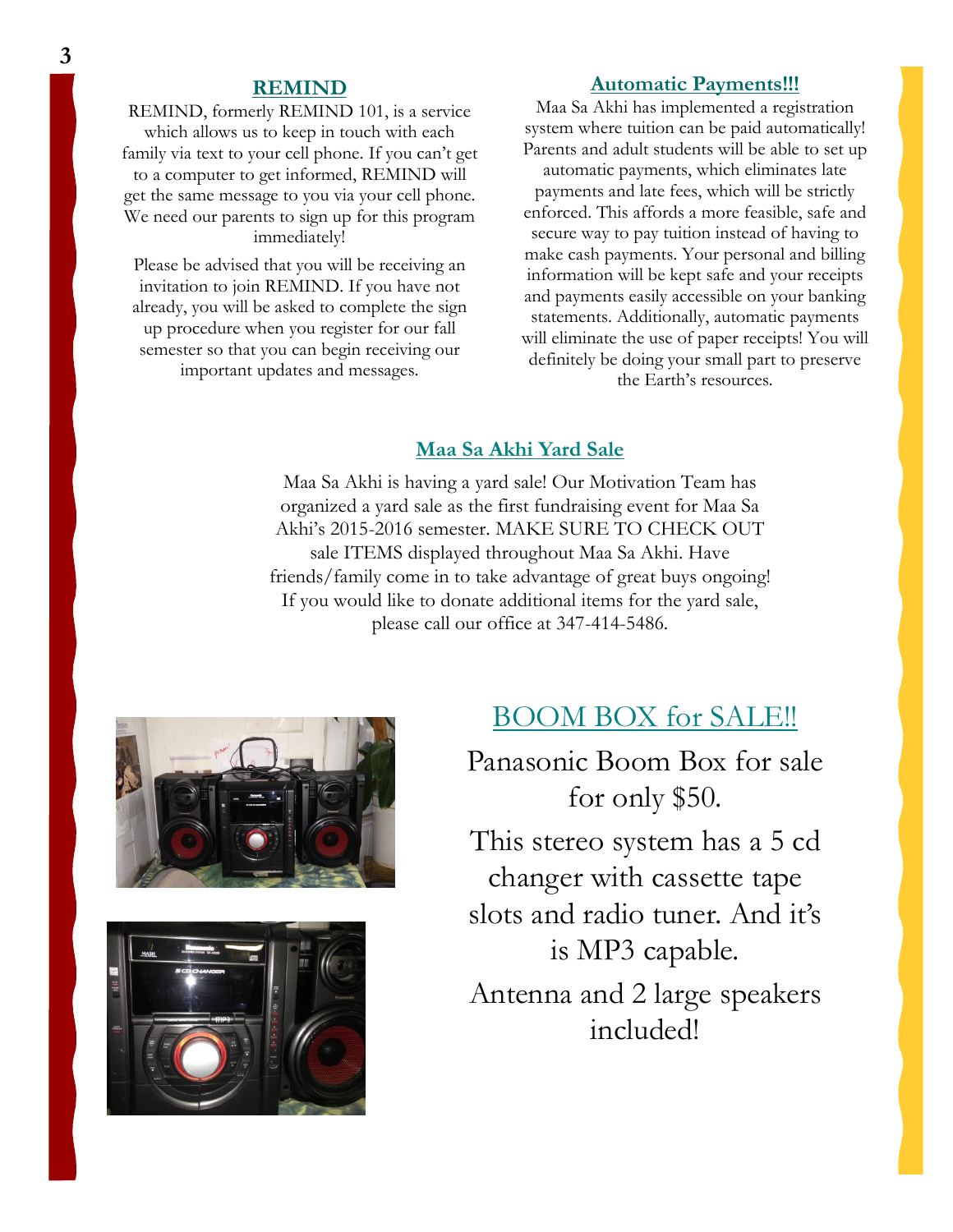## REMIND

REMIND, formerly REMIND 101, is a service which allows us to keep in touch with each family via text to your cell phone. If you can't get to a computer to get informed, REMIND will get the same message to you via your cell phone. We need our parents to sign up for this program immediately!

Please be advised that you will be receiving an invitation to join REMIND. If you have not already, you will be asked to complete the sign up procedure when you register for our fall semester so that you can begin receiving our important updates and messages.

## Automatic Payments!!!

Maa Sa Akhi has implemented a registration system where tuition can be paid automatically! Parents and adult students will be able to set up automatic payments, which eliminates late payments and late fees, which will be strictly enforced. This affords a more feasible, safe and secure way to pay tuition instead of having to make cash payments. Your personal and billing information will be kept safe and your receipts and payments easily accessible on your banking statements. Additionally, automatic payments will eliminate the use of paper receipts! You will definitely be doing your small part to preserve the Earth's resources.

## Maa Sa Akhi Yard Sale

Maa Sa Akhi is having a yard sale! Our Motivation Team has organized a yard sale as the first fundraising event for Maa Sa Akhi's 2015-2016 semester. MAKE SURE TO CHECK OUT sale ITEMS displayed throughout Maa Sa Akhi. Have friends/family come in to take advantage of great buys ongoing! If you would like to donate additional items for the yard sale, please call our office at 347-414-5486.

## BOOM BOX for SALE!!

Panasonic Boom Box for sale for only $50.

This stereo system has a 5 cd changer with cassette tape slots and radio tuner. And it's is MP3 capable.

Antenna and 2 large speakers included!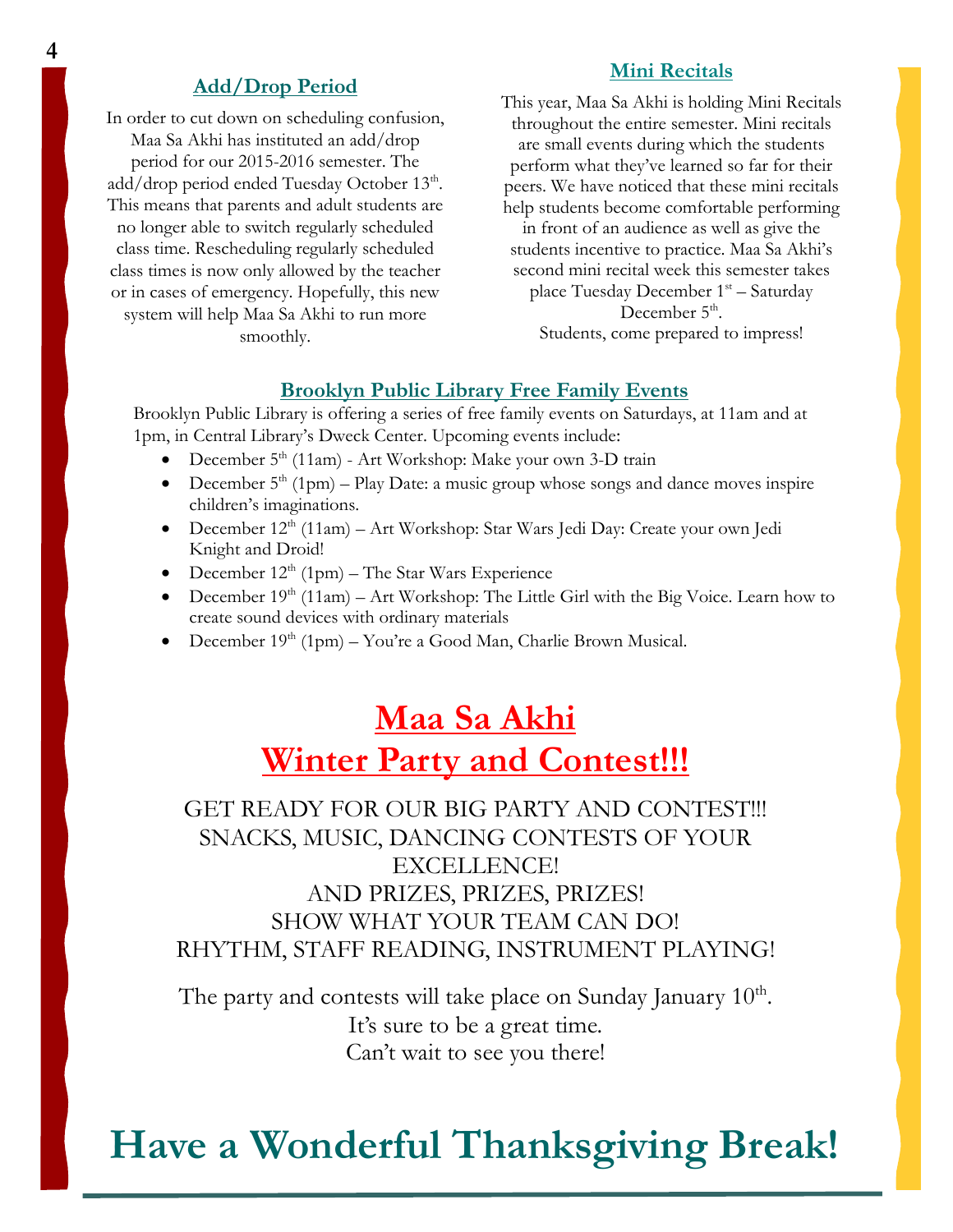## Add/Drop Period

In order to cut down on scheduling confusion, Maa Sa Akhi has instituted an add/drop period for our 2015-2016 semester. The add/drop period ended Tuesday October 13th. This means that parents and adult students are no longer able to switch regularly scheduled class time. Rescheduling regularly scheduled class times is now only allowed by the teacher or in cases of emergency. Hopefully, this new system will help Maa Sa Akhi to run more smoothly.

## Mini Recitals

This year, Maa Sa Akhi is holding Mini Recitals throughout the entire semester. Mini recitals are small events during which the students perform what they've learned so far for their peers. We have noticed that these mini recitals help students become comfortable performing in front of an audience as well as give the students incentive to practice. Maa Sa Akhi's second mini recital week this semester takes place Tuesday December 1st – Saturday December 5th.

Students, come prepared to impress!

## Brooklyn Public Library Free Family Events

Brooklyn Public Library is offering a series of free family events on Saturdays, at 11am and at 1pm, in Central Library's Dweck Center. Upcoming events include:

- December 5th (11am) - Art Workshop: Make your own 3-D train
- December 5th (1pm) – Play Date: a music group whose songs and dance moves inspire children's imaginations.
- December 12th (11am) – Art Workshop: Star Wars Jedi Day: Create your own Jedi Knight and Droid!
- December 12th (1pm) – The Star Wars Experience
- December 19th (11am) – Art Workshop: The Little Girl with the Big Voice. Learn how to create sound devices with ordinary materials
- December 19th (1pm) – You're a Good Man, Charlie Brown Musical.

# Maa Sa Akhi Winter Party and Contest!!!

GET READY FOR OUR BIG PARTY AND CONTEST!!!
SNACKS, MUSIC, DANCING CONTESTS OF YOUR EXCELLENCE!
AND PRIZES, PRIZES, PRIZES!
SHOW WHAT YOUR TEAM CAN DO!
RHYTHM, STAFF READING, INSTRUMENT PLAYING!

The party and contests will take place on Sunday January 10th.
It's sure to be a great time.
Can't wait to see you there!

# Have a Wonderful Thanksgiving Break!